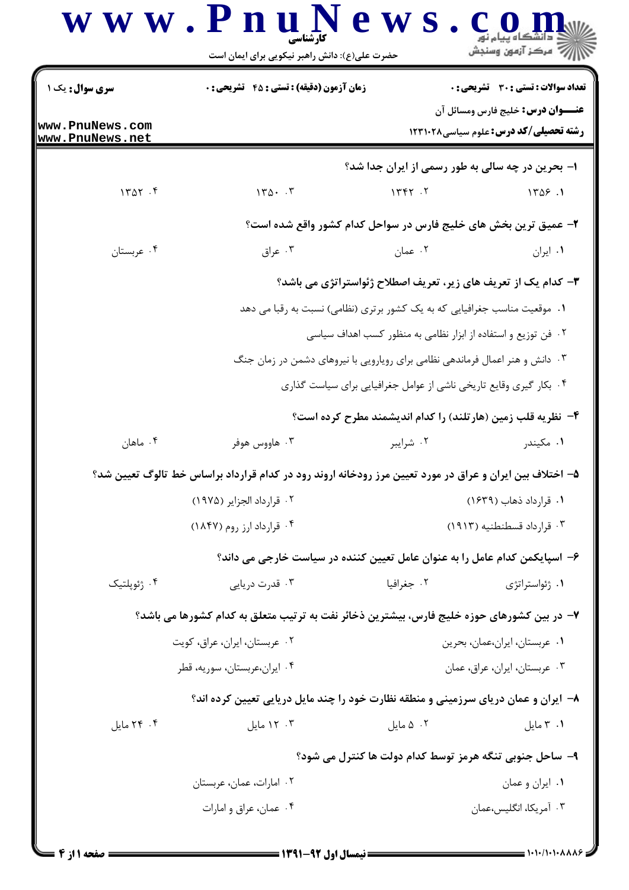**سری سوال:** یک ۱

**زمان آزمون (دقیقه) : تستی : ۴۵ تشریحی : ۰**

**تعداد سوالات : تستی : ۳۰ تشریحی : ۰**

**عنـــوان درس:** خلیج فارس ومسائل آن

**رشته تحصیلی/کد درس:** علوم سیاسی۱۲۳۱۰۲۸

۱- بحرین در چه سالی به طور رسمی از ایران جدا شد؟

۱. ۱۳۵۶ ۲. ۱۳۴۲ ۳. ۱۳۵۰ ۴. ۱۳۵۲

۲- عمیق ترین بخش های خلیج فارس در سواحل کدام کشور واقع شده است؟

۱. ایران ۲. عمان ۳. عراق ۴. عربستان

۳- کدام یک از تعریف های زیر، تعریف اصطلاح ژئواستراتژی می باشد؟

۱. موقعیت مناسب جغرافیایی که به یک کشور برتری (نظامی) نسبت به رقبا می دهد

۲. فن توزیع و استفاده از ابزار نظامی به منظور کسب اهداف سیاسی

۳. دانش و هنر اعمال فرماندهی نظامی برای رویارویی با نیروهای دشمن در زمان جنگ

۴. بکار گیری وقایع تاریخی ناشی از عوامل جغرافیایی برای سیاست گذاری

۴- نظریه قلب زمین (هارتلند) را کدام اندیشمند مطرح کرده است؟

۱. مکیندر ۲. شرایبر ۳. هاووس هوفر ۴. ماهان

۵- اختلاف بین ایران و عراق در مورد تعیین مرز رودخانه اروند رود در کدام قرارداد براساس خط تالوگ تعیین شد؟

۱. قرارداد ذهاب (۱۶۳۹)

۲. قرارداد الجزایر (۱۹۷۵)

۳. قرارداد قسطنطنیه (۱۹۱۳)

۴. قرارداد ارز روم (۱۸۴۷)

۶- اسپایکمن کدام عامل را به عنوان عامل تعیین کننده در سیاست خارجی می داند؟

۱. ژئواستراتژی ۲. جغرافیا ۳. قدرت دریایی ۴. ژئوپلتیک

۷- در بین کشورهای حوزه خلیج فارس، بیشترین ذخائر نفت به ترتیب متعلق به کدام کشورها می باشد؟

۱. عربستان، ایران،عمان، بحرین

۲. عربستان، ایران، عراق، کویت

۳. عربستان، ایران، عراق، عمان

۴. ایران،عربستان، سوریه، قطر

۸- ایران و عمان دریای سرزمینی و منطقه نظارت خود را چند مایل دریایی تعیین کرده اند؟

۱. ۳ مایل ۲. ۵ مایل ۳. ۱۲ مایل ۴. ۲۴ مایل

۹- ساحل جنوبی تنگه هرمز توسط کدام دولت ها کنترل می شود؟

۱. ایران و عمان

۲. امارات، عمان، عربستان

۳. آمریکا، انگلیس،عمان

۴. عمان، عراق و امارات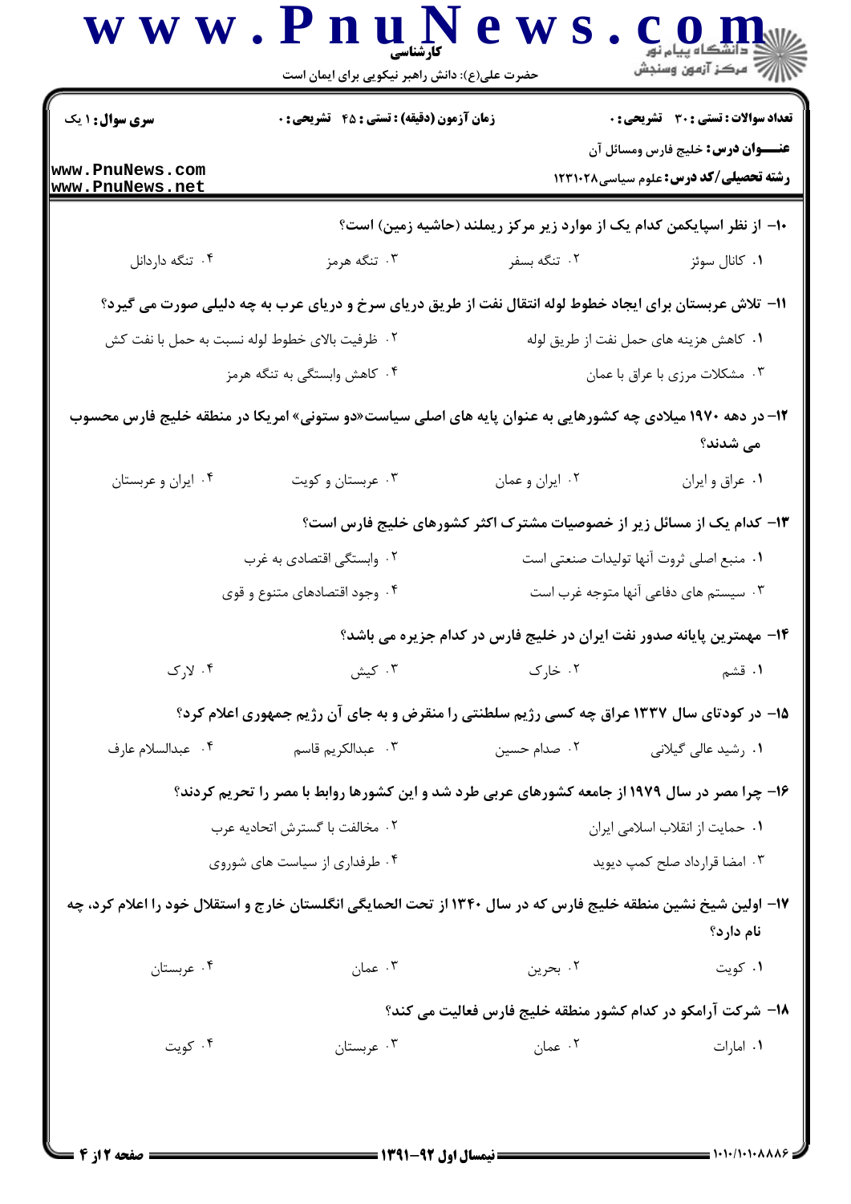۱۰- از نظر اسپایکمن کدام یک از موارد زیر مرکز ریملند (حاشیه زمین) است؟

۱. کانال سوئز
۲. تنگه بسفر
۳. تنگه هرمز
۴. تنگه داردانل

۱۱- تلاش عربستان برای ایجاد خطوط لوله انتقال نفت از طریق دریای سرخ و دریای عرب به چه دلیلی صورت می گیرد؟

۱. کاهش هزینه های حمل نفت از طریق لوله
۲. ظرفیت بالای خطوط لوله نسبت به حمل با نفت کش
۳. مشکلات مرزی با عراق یا عمان
۴. کاهش وابستگی به تنگه هرمز

۱۲- در دهه ۱۹۷۰ میلادی چه کشورهایی به عنوان پایه های اصلی سیاست«دو ستونی» امریکا در منطقه خلیج فارس محسوب می شدند؟

۱. عراق و ایران
۲. ایران و عمان
۳. عربستان و کویت
۴. ایران و عربستان

۱۳- کدام یک از مسائل زیر از خصوصیات مشترک اکثر کشورهای خلیج فارس است؟

۱. منبع اصلی ثروت آنها تولیدات صنعتی است
۲. وابستگی اقتصادی به غرب
۳. سیستم های دفاعی آنها متوجه غرب است
۴. وجود اقتصادهای متنوع و قوی

۱۴- مهمترین پایانه صدور نفت ایران در خلیج فارس در کدام جزیره می باشد؟

۱. قشم
۲. خارک
۳. کیش
۴. لارک

۱۵- در کودتای سال ۱۳۳۷ عراق چه کسی رژیم سلطنتی را منقرض و به جای آن رژیم جمهوری اعلام کرد؟

۱. رشید عالی گیلانی
۲. صدام حسین
۳. عبدالکریم قاسم
۴. عبدالسلام عارف

۱۶- چرا مصر در سال ۱۹۷۹ از جامعه کشورهای عربی طرد شد و این کشورها روابط با مصر را تحریم کردند؟

۱. حمایت از انقلاب اسلامی ایران
۲. مخالفت با گسترش اتحادیه عرب
۳. امضا قرارداد صلح کمپ دیوید
۴. طرفداری از سیاست های شوروی

۱۷- اولین شیخ نشین منطقه خلیج فارس که در سال ۱۳۴۰ از تحت الحمایگی انگلستان خارج و استقلال خود را اعلام کرد، چه نام دارد؟

۱. کویت
۲. بحرین
۳. عمان
۴. عربستان

۱۸- شرکت آرامکو در کدام کشور منطقه خلیج فارس فعالیت می کند؟

۱. امارات
۲. عمان
۳. عربستان
۴. کویت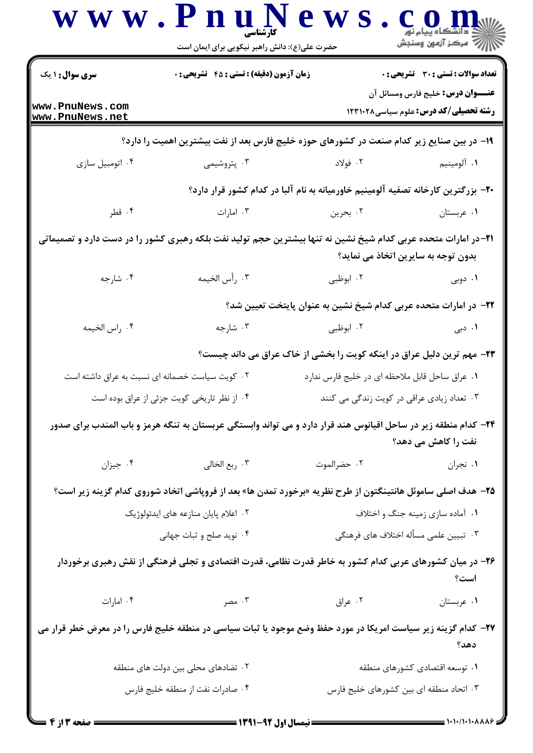**سری سوال:** ۱ یک

**زمان آزمون (دقیقه) : تستی : ۴۵ تشریحی : ۰**

**تعداد سوالات : تستی : ۳۰ تشریحی : ۰**

**عنـــوان درس:** خلیج فارس ومسائل آن

**رشته تحصیلی/کد درس:** علوم سیاسی۱۲۳۱۰۲۸

**۱۹- در بین صنایع زیر کدام صنعت در کشورهای حوزه خلیج فارس بعد از نفت بیشترین اهمیت را دارد؟**

۱. آلومینیم
۲. فولاد
۳. پتروشیمی
۴. اتومبیل سازی

**۲۰- بزرگترین کارخانه تصفیه آلومینیم خاورمیانه به نام آلبا در کدام کشور قرار دارد؟**

۱. عربستان
۲. بحرین
۳. امارات
۴. قطر

**۲۱- در امارات متحده عربی کدام شیخ نشین نه تنها بیشترین حجم تولید نفت بلکه رهبری کشور را در دست دارد و تصمیماتی بدون توجه به سایرین اتخاذ می نماید؟**

۱. دوبی
۲. ابوظبی
۳. رأس الخیمه
۴. شارجه

**۲۲- در امارات متحده عربی کدام شیخ نشین به عنوان پایتخت تعیین شد؟**

۱. دبی
۲. ابوظبی
۳. شارجه
۴. راس الخیمه

**۲۳- مهم ترین دلیل عراق در اینکه کویت را بخشی از خاک عراق می داند چیست؟**

۱. عراق ساحل قابل ملاحظه ای در خلیج فارس ندارد
۲. کویت سیاست خصمانه ای نسبت به عراق داشته است
۳. تعداد زیادی عراقی در کویت زندگی می کنند
۴. از نظر تاریخی کویت جزئی از عراق بوده است

**۲۴- کدام منطقه زیر در ساحل اقیانوس هند قرار دارد و می تواند وابستگی عربستان به تنگه هرمز و باب المندب برای صدور نفت را کاهش می دهد؟**

۱. نجران
۲. حضرالموت
۳. ربع الخالی
۴. جیزان

**۲۵- هدف اصلی ساموئل هانتینگتون از طرح نظریه «برخورد تمدن ها» بعد از فروپاشی اتحاد شوروی کدام گزینه زیر است؟**

۱. آماده سازی زمینه جنگ و اختلاف
۲. اعلام پایان منازعه های ایدئولوژیک
۳. تبیین علمی مسأله اختلاف های فرهنگی
۴. نوید صلح و ثبات جهانی

**۲۶- در میان کشورهای عربی کدام کشور به خاطر قدرت نظامی، قدرت اقتصادی و تجلی فرهنگی از نقش رهبری برخوردار است؟**

۱. عربستان
۲. عراق
۳. مصر
۴. امارات

**۲۷- کدام گزینه زیر سیاست امریکا در مورد حفظ وضع موجود یا ثبات سیاسی در منطقه خلیج فارس را در معرض خطر قرار می دهد؟**

۱. توسعه اقتصادی کشورهای منطقه
۲. تضادهای محلی بین دولت های منطقه
۳. اتحاد منطقه ای بین کشورهای خلیج فارس
۴. صادرات نفت از منطقه خلیج فارس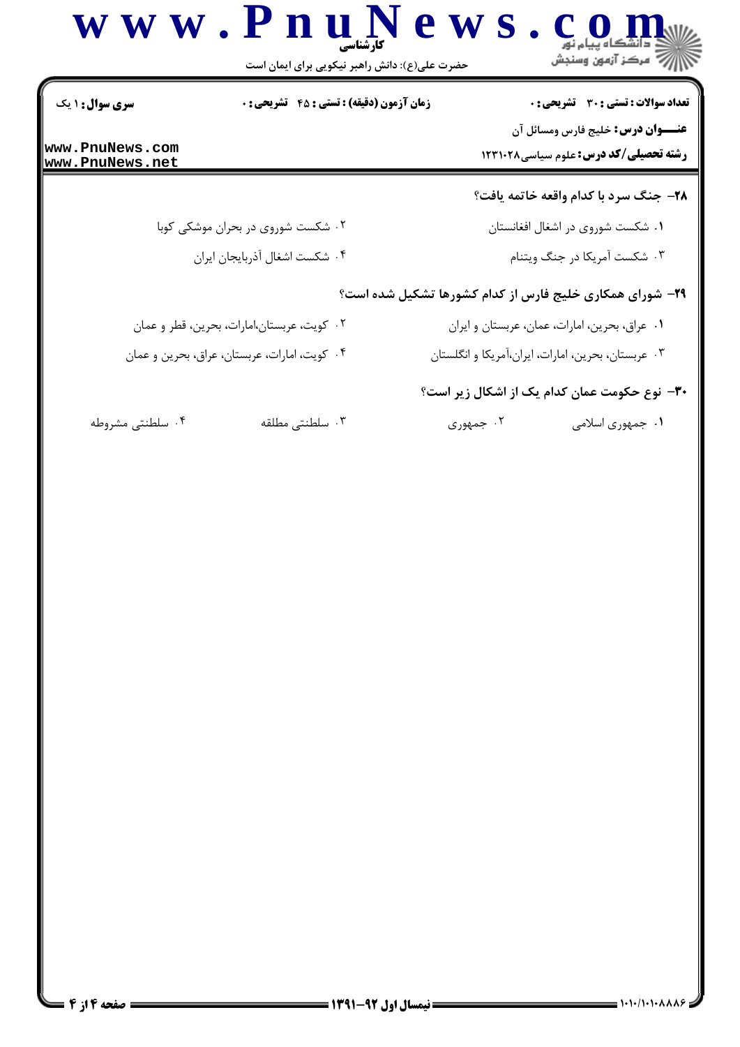**۲۸- جنگ سرد با کدام واقعه خاتمه یافت؟**

۱. شکست شوروی در اشغال افغانستان

۲. شکست شوروی در بحران موشکی کوبا

۳. شکست آمریکا در جنگ ویتنام

۴. شکست اشغال آذربایجان ایران

**۲۹- شورای همکاری خلیج فارس از کدام کشورها تشکیل شده است؟**

۱. عراق، بحرین، امارات، عمان، عربستان و ایران

۲. کویت، عربستان،امارات، بحرین، قطر و عمان

۳. عربستان، بحرین، امارات، ایران،آمریکا و انگلستان

۴. کویت، امارات، عربستان، عراق، بحرین و عمان

**۳۰- نوع حکومت عمان کدام یک از اشکال زیر است؟**

۱. جمهوری اسلامی

۲. جمهوری

۳. سلطنتی مطلقه

۴. سلطنتی مشروطه